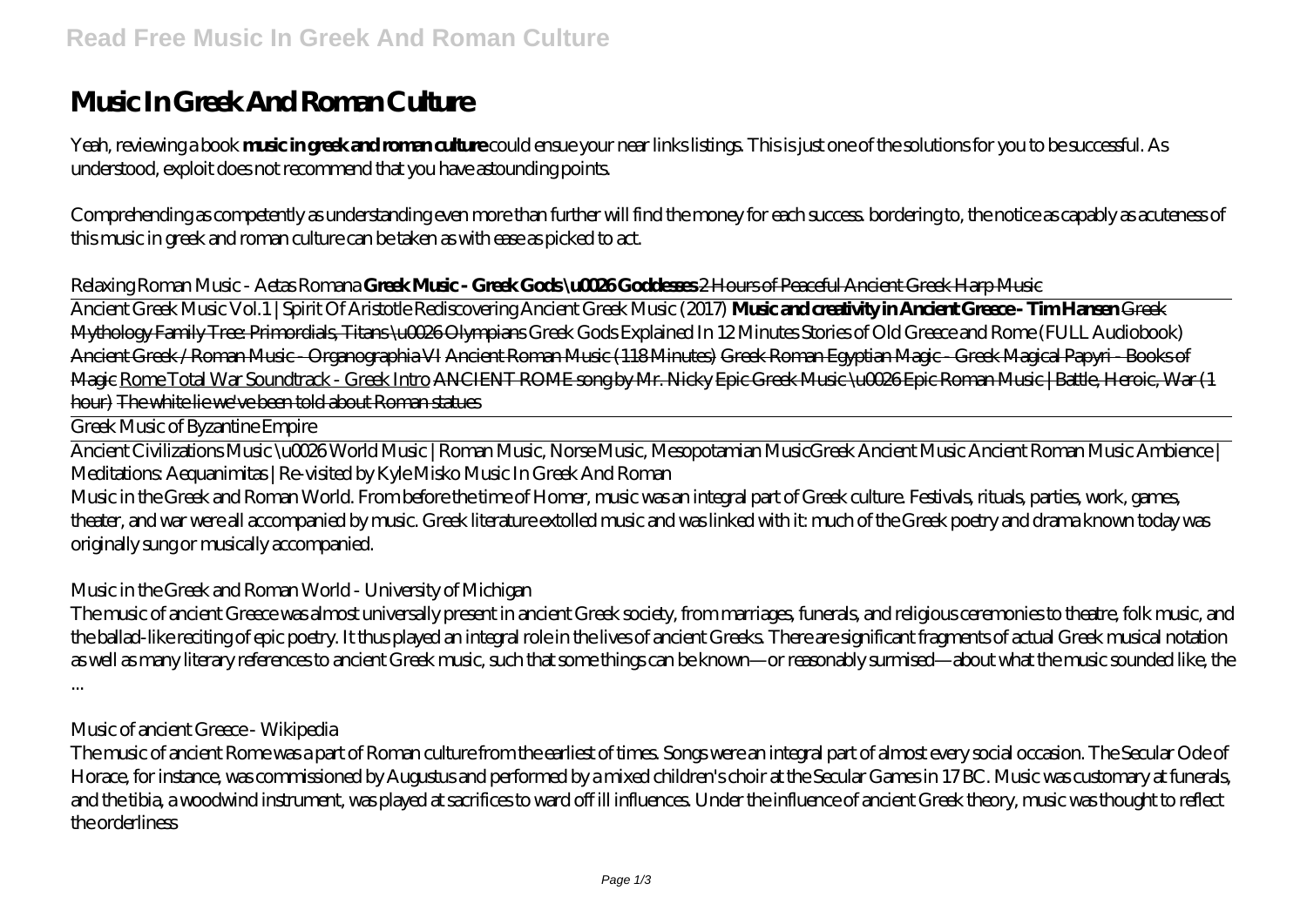# Music In Greek And Roman Culture

Yeah, reviewing a book **music in greek and roman culture** could ensue your near links listings. This is just one of the solutions for you to be successful. As understood, exploit does not recommend that you have astounding points.

Comprehending as competently as understanding even more than further will find the money for each success. bordering to, the notice as capably as acuteness of this music in greek and roman culture can be taken as with ease as picked to act.

*Relaxing Roman Music - Aetas Romana* **Greek Music - Greek Gods \u0026 Goddesses** ~~2 Hours of Peaceful Ancient Greek Harp Music~~

Ancient Greek Music Vol.1 | Spirit Of Aristotle *Rediscovering Ancient Greek Music (2017)* **Music and creativity in Ancient Greece - Tim Hansen** ~~Greek Mythology Family Tree: Primordials, Titans \u0026 Olympians~~ *Greek Gods Explained In 12 Minutes* *Stories of Old Greece and Rome (FULL Audiobook)* ~~Ancient Greek / Roman Music - Organographia VI~~ ~~Ancient Roman Music (118 Minutes)~~ ~~Greek Roman Egyptian Magic - Greek Magical Papyri - Books of Magic~~ ~~Rome Total War Soundtrack - Greek Intro~~ ~~ANCIENT ROME song by Mr. Nicky~~ ~~Epic Greek Music \u0026 Epic Roman Music | Battle, Heroic, War (1 hour)~~ ~~The white lie we've been told about Roman statues~~

Greek Music of Byzantine Empire

Ancient Civilizations Music \u0026 World Music | Roman Music, Norse Music, Mesopotamian Music*Greek Ancient Music* *Ancient Roman Music Ambience | Meditations: Aequanimitas | Re-visited by Kyle Misko* *Music In Greek And Roman*

Music in the Greek and Roman World. From before the time of Homer, music was an integral part of Greek culture. Festivals, rituals, parties, work, games, theater, and war were all accompanied by music. Greek literature extolled music and was linked with it: much of the Greek poetry and drama known today was originally sung or musically accompanied.

*Music in the Greek and Roman World - University of Michigan*

The music of ancient Greece was almost universally present in ancient Greek society, from marriages, funerals, and religious ceremonies to theatre, folk music, and the ballad-like reciting of epic poetry. It thus played an integral role in the lives of ancient Greeks. There are significant fragments of actual Greek musical notation as well as many literary references to ancient Greek music, such that some things can be known—or reasonably surmised—about what the music sounded like, the ...

*Music of ancient Greece - Wikipedia*

The music of ancient Rome was a part of Roman culture from the earliest of times. Songs were an integral part of almost every social occasion. The Secular Ode of Horace, for instance, was commissioned by Augustus and performed by a mixed children's choir at the Secular Games in 17 BC. Music was customary at funerals, and the tibia, a woodwind instrument, was played at sacrifices to ward off ill influences. Under the influence of ancient Greek theory, music was thought to reflect the orderliness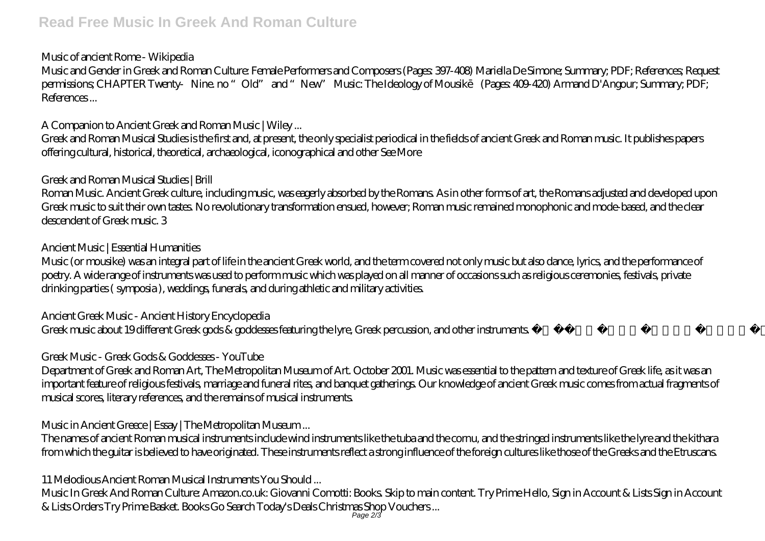Music of ancient Rome - Wikipedia

Music and Gender in Greek and Roman Culture: Female Performers and Composers (Pages: 397-408) Mariella De Simone; Summary; PDF; References; Request permissions; CHAPTER Twenty- Nine. no "Old" and "New" Music: The Ideology of Mousikē (Pages: 409-420) Armand D'Angour; Summary; PDF; References ...

A Companion to Ancient Greek and Roman Music | Wiley ...

Greek and Roman Musical Studies is the first and, at present, the only specialist periodical in the fields of ancient Greek and Roman music. It publishes papers offering cultural, historical, theoretical, archaeological, iconographical and other See More

Greek and Roman Musical Studies | Brill

Roman Music. Ancient Greek culture, including music, was eagerly absorbed by the Romans. As in other forms of art, the Romans adjusted and developed upon Greek music to suit their own tastes. No revolutionary transformation ensued, however; Roman music remained monophonic and mode-based, and the clear descendent of Greek music. 3

Ancient Music | Essential Humanities

Music (or mousike) was an integral part of life in the ancient Greek world, and the term covered not only music but also dance, lyrics, and the performance of poetry. A wide range of instruments was used to perform music which was played on all manner of occasions such as religious ceremonies, festivals, private drinking parties ( symposia ), weddings, funerals, and during athletic and military activities.

Ancient Greek Music - Ancient History Encyclopedia

Greek music about 19 different Greek gods & goddesses featuring the lyre, Greek percussion, and other instruments.

Greek Music - Greek Gods & Goddesses - YouTube

Department of Greek and Roman Art, The Metropolitan Museum of Art. October 2001. Music was essential to the pattern and texture of Greek life, as it was an important feature of religious festivals, marriage and funeral rites, and banquet gatherings. Our knowledge of ancient Greek music comes from actual fragments of musical scores, literary references, and the remains of musical instruments.

Music in Ancient Greece | Essay | The Metropolitan Museum ...

The names of ancient Roman musical instruments include wind instruments like the tuba and the cornu, and the stringed instruments like the lyre and the kithara from which the guitar is believed to have originated. These instruments reflect a strong influence of the foreign cultures like those of the Greeks and the Etruscans.

11 Melodious Ancient Roman Musical Instruments You Should ...

Music In Greek And Roman Culture: Amazon.co.uk: Giovanni Comotti: Books. Skip to main content. Try Prime Hello, Sign in Account & Lists Sign in Account & Lists Orders Try Prime Basket. Books Go Search Today's Deals Christmas Shop Vouchers ...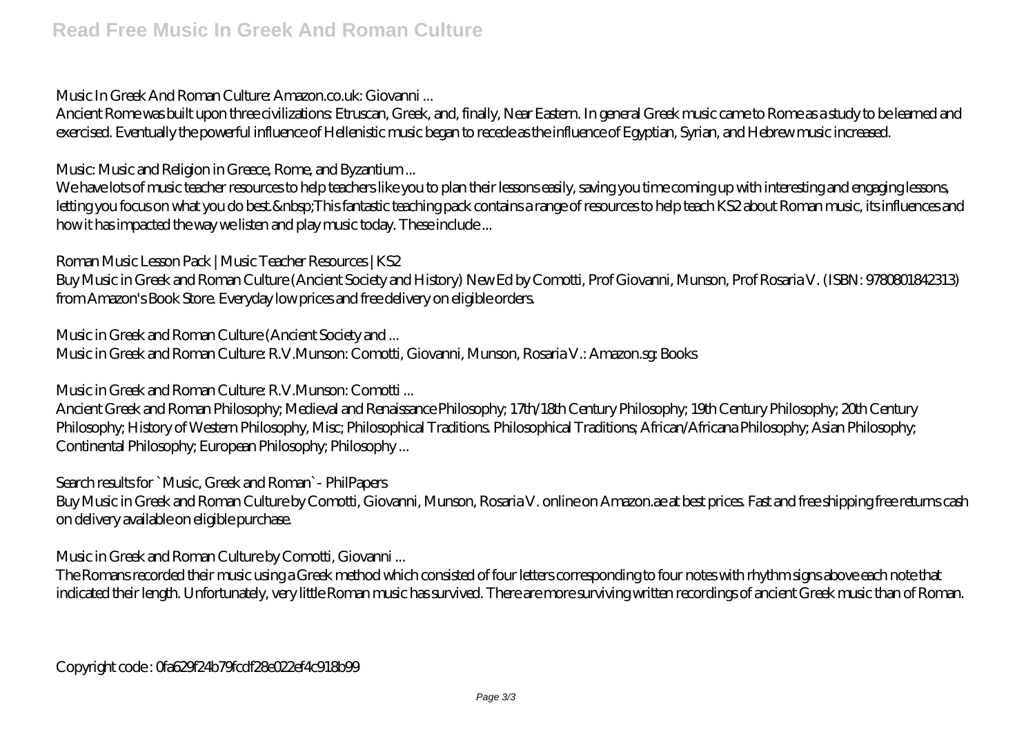*Music In Greek And Roman Culture: Amazon.co.uk: Giovanni ...*

Ancient Rome was built upon three civilizations: Etruscan, Greek, and, finally, Near Eastern. In general Greek music came to Rome as a study to be learned and exercised. Eventually the powerful influence of Hellenistic music began to recede as the influence of Egyptian, Syrian, and Hebrew music increased.

*Music: Music and Religion in Greece, Rome, and Byzantium ...*

We have lots of music teacher resources to help teachers like you to plan their lessons easily, saving you time coming up with interesting and engaging lessons, letting you focus on what you do best.&nbsp;This fantastic teaching pack contains a range of resources to help teach KS2 about Roman music, its influences and how it has impacted the way we listen and play music today. These include ...

*Roman Music Lesson Pack | Music Teacher Resources | KS2*

Buy Music in Greek and Roman Culture (Ancient Society and History) New Ed by Comotti, Prof Giovanni, Munson, Prof Rosaria V. (ISBN: 9780801842313) from Amazon's Book Store. Everyday low prices and free delivery on eligible orders.

*Music in Greek and Roman Culture (Ancient Society and ...*

Music in Greek and Roman Culture: R.V.Munson: Comotti, Giovanni, Munson, Rosaria V.: Amazon.sg: Books

*Music in Greek and Roman Culture: R.V.Munson: Comotti ...*

Ancient Greek and Roman Philosophy; Medieval and Renaissance Philosophy; 17th/18th Century Philosophy; 19th Century Philosophy; 20th Century Philosophy; History of Western Philosophy, Misc; Philosophical Traditions. Philosophical Traditions; African/Africana Philosophy; Asian Philosophy; Continental Philosophy; European Philosophy; Philosophy ...

*Search results for `Music, Greek and Roman` - PhilPapers*

Buy Music in Greek and Roman Culture by Comotti, Giovanni, Munson, Rosaria V. online on Amazon.ae at best prices. Fast and free shipping free returns cash on delivery available on eligible purchase.

*Music in Greek and Roman Culture by Comotti, Giovanni ...*

The Romans recorded their music using a Greek method which consisted of four letters corresponding to four notes with rhythm signs above each note that indicated their length. Unfortunately, very little Roman music has survived. There are more surviving written recordings of ancient Greek music than of Roman.

Copyright code : 0fa629f24b79fcdf28e022ef4c918b99